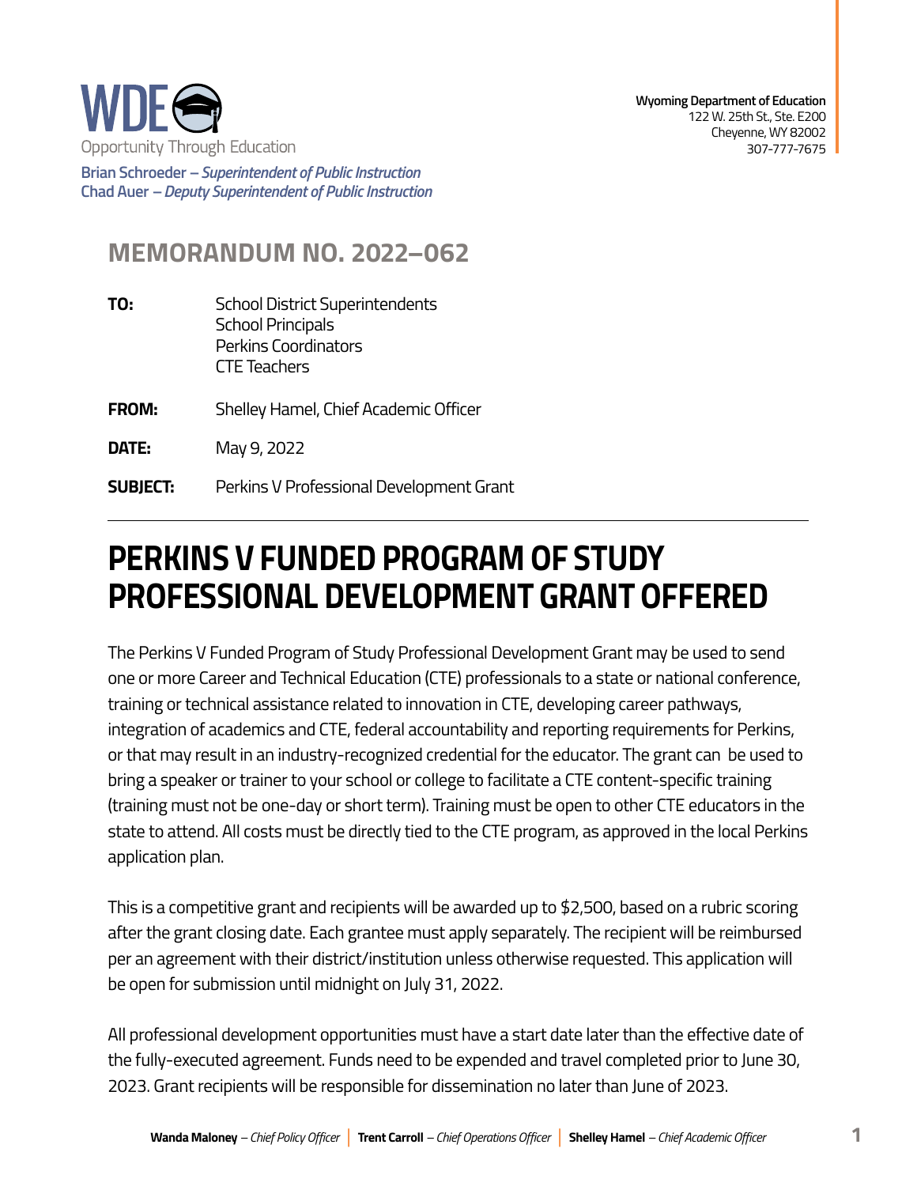WDE

Opportunity Through Education

**Wyoming Department of Education**
122 W. 25th St., Ste. E200
Cheyenne, WY 82002
307-777-7675

**Brian Schroeder** – *Superintendent of Public Instruction*
**Chad Auer** – *Deputy Superintendent of Public Instruction*

## MEMORANDUM NO. 2022–062

**TO:** School District Superintendents
School Principals
Perkins Coordinators
CTE Teachers

**FROM:** Shelley Hamel, Chief Academic Officer

**DATE:** May 9, 2022

**SUBJECT:** Perkins V Professional Development Grant

---

# PERKINS V FUNDED PROGRAM OF STUDY PROFESSIONAL DEVELOPMENT GRANT OFFERED

The Perkins V Funded Program of Study Professional Development Grant may be used to send one or more Career and Technical Education (CTE) professionals to a state or national conference, training or technical assistance related to innovation in CTE, developing career pathways, integration of academics and CTE, federal accountability and reporting requirements for Perkins, or that may result in an industry-recognized credential for the educator. The grant can be used to bring a speaker or trainer to your school or college to facilitate a CTE content-specific training (training must not be one-day or short term). Training must be open to other CTE educators in the state to attend. All costs must be directly tied to the CTE program, as approved in the local Perkins application plan.

This is a competitive grant and recipients will be awarded up to $2,500, based on a rubric scoring after the grant closing date. Each grantee must apply separately. The recipient will be reimbursed per an agreement with their district/institution unless otherwise requested. This application will be open for submission until midnight on July 31, 2022.

All professional development opportunities must have a start date later than the effective date of the fully-executed agreement. Funds need to be expended and travel completed prior to June 30, 2023. Grant recipients will be responsible for dissemination no later than June of 2023.

**Wanda Maloney** – *Chief Policy Officer* | **Trent Carroll** – *Chief Operations Officer* | **Shelley Hamel** – *Chief Academic Officer*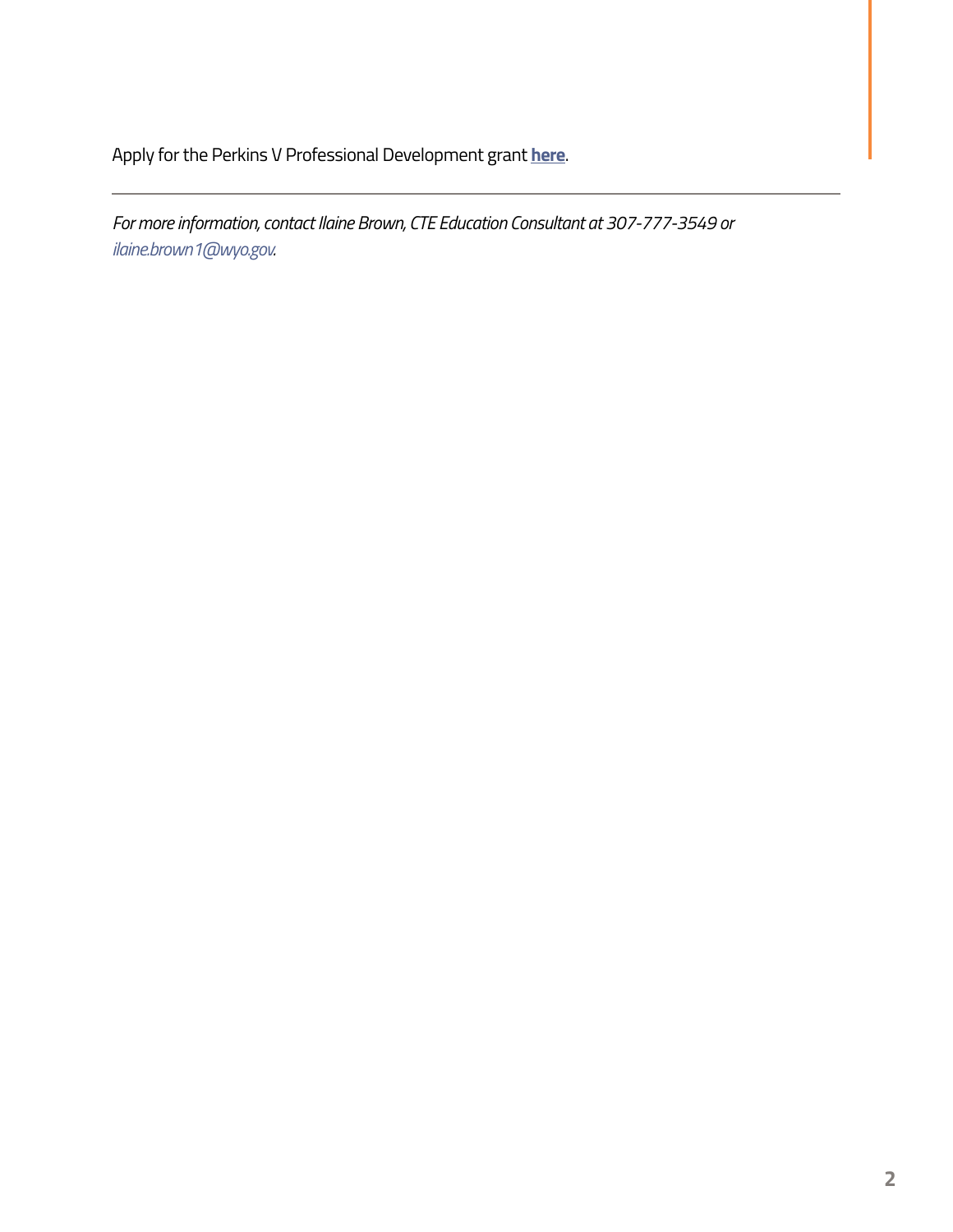Apply for the Perkins V Professional Development grant **here**.

---

*For more information, contact Ilaine Brown, CTE Education Consultant at 307-777-3549 or ilaine.brown1@wyo.gov.*